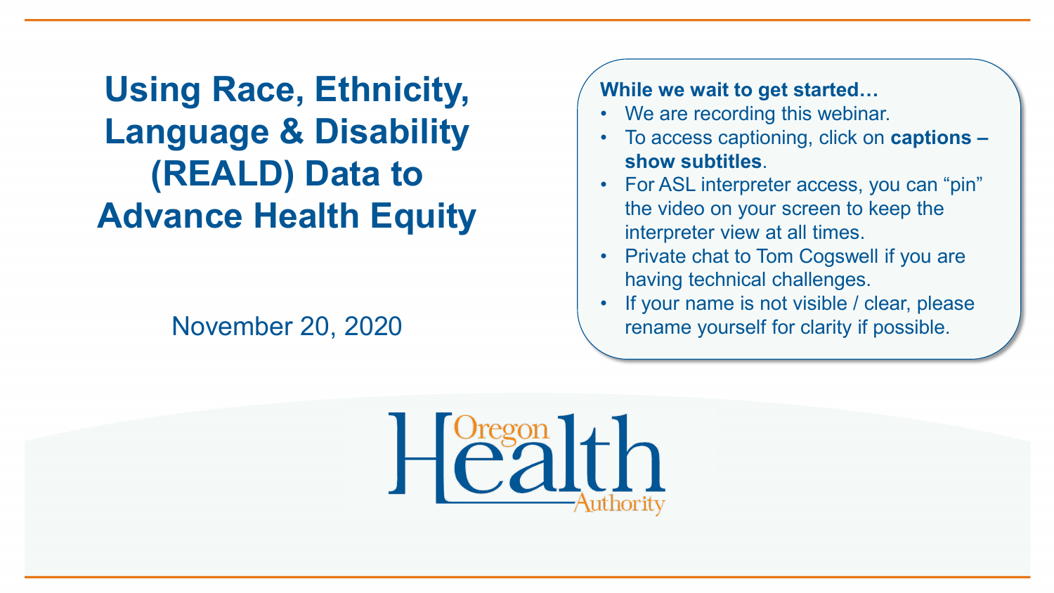# Using Race, Ethnicity, Language & Disability (REALD) Data to Advance Health Equity

November 20, 2020

**While we wait to get started…**

- We are recording this webinar.
- To access captioning, click on **captions – show subtitles**.
- For ASL interpreter access, you can "pin" the video on your screen to keep the interpreter view at all times.
- Private chat to Tom Cogswell if you are having technical challenges.
- If your name is not visible / clear, please rename yourself for clarity if possible.

Oregon Health Authority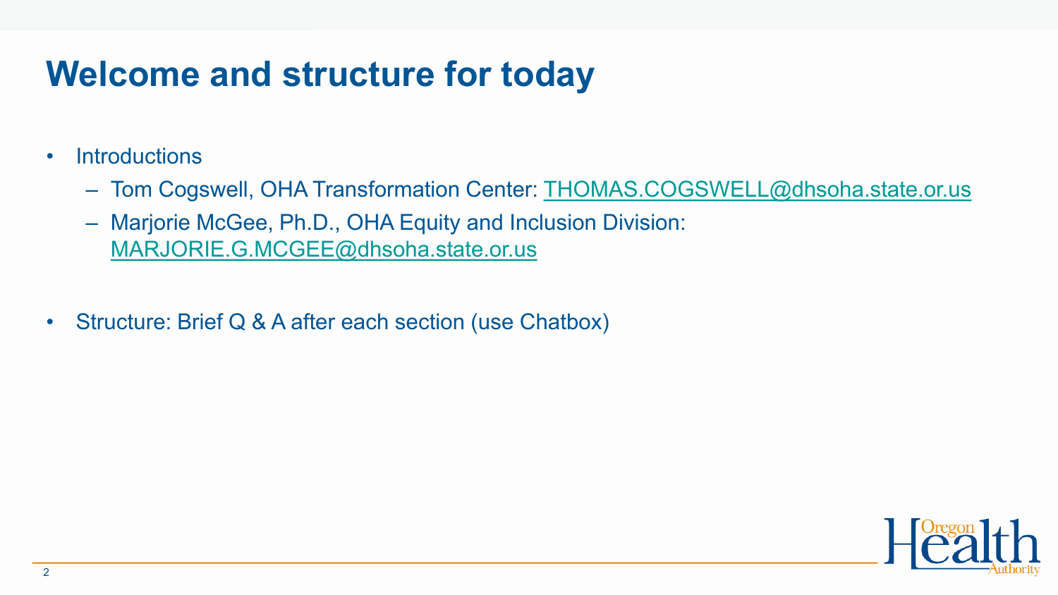# Welcome and structure for today

- Introductions
  - Tom Cogswell, OHA Transformation Center: THOMAS.COGSWELL@dhsoha.state.or.us
  - Marjorie McGee, Ph.D., OHA Equity and Inclusion Division: MARJORIE.G.MCGEE@dhsoha.state.or.us

- Structure: Brief Q & A after each section (use Chatbox)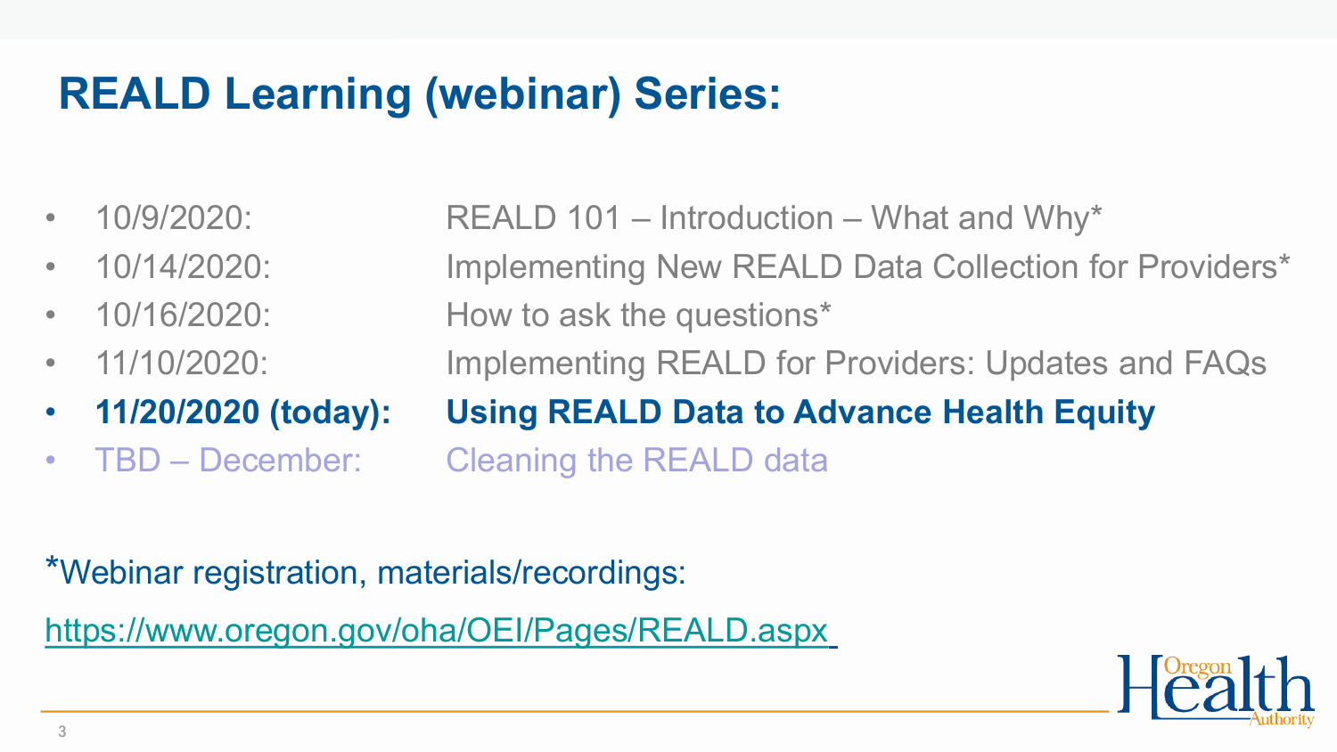# REALD Learning (webinar) Series:

- 10/9/2020: REALD 101 – Introduction – What and Why*
- 10/14/2020: Implementing New REALD Data Collection for Providers*
- 10/16/2020: How to ask the questions*
- 11/10/2020: Implementing REALD for Providers: Updates and FAQs
- **11/20/2020 (today): Using REALD Data to Advance Health Equity**
- TBD – December: Cleaning the REALD data

*Webinar registration, materials/recordings:

https://www.oregon.gov/oha/OEI/Pages/REALD.aspx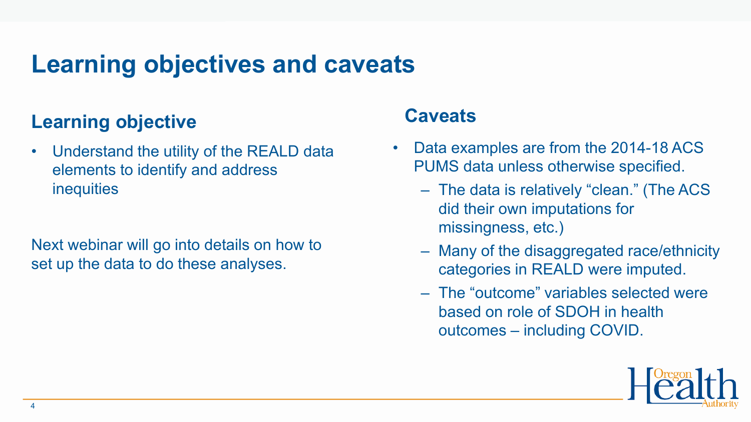# Learning objectives and caveats

## Learning objective

- Understand the utility of the REALD data elements to identify and address inequities

Next webinar will go into details on how to set up the data to do these analyses.

## Caveats

- Data examples are from the 2014-18 ACS PUMS data unless otherwise specified.
  - The data is relatively "clean." (The ACS did their own imputations for missingness, etc.)
  - Many of the disaggregated race/ethnicity categories in REALD were imputed.
  - The "outcome" variables selected were based on role of SDOH in health outcomes – including COVID.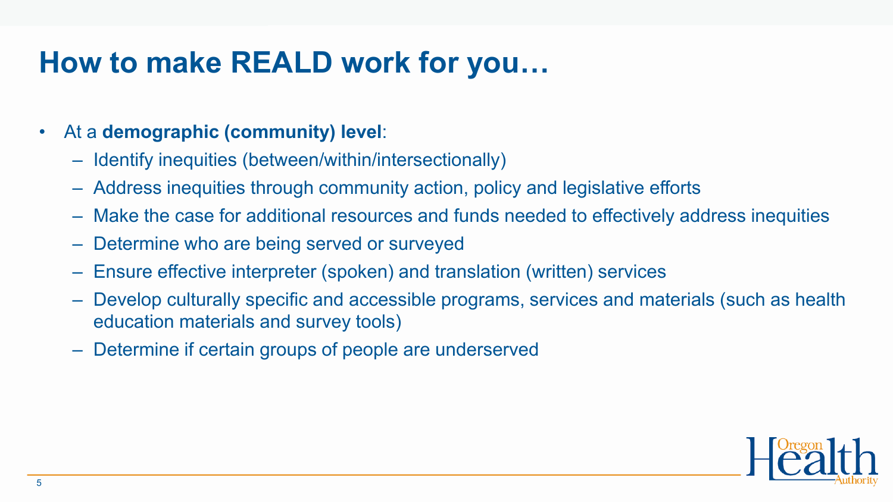# How to make REALD work for you…

- At a **demographic (community) level**:
  - Identify inequities (between/within/intersectionally)
  - Address inequities through community action, policy and legislative efforts
  - Make the case for additional resources and funds needed to effectively address inequities
  - Determine who are being served or surveyed
  - Ensure effective interpreter (spoken) and translation (written) services
  - Develop culturally specific and accessible programs, services and materials (such as health education materials and survey tools)
  - Determine if certain groups of people are underserved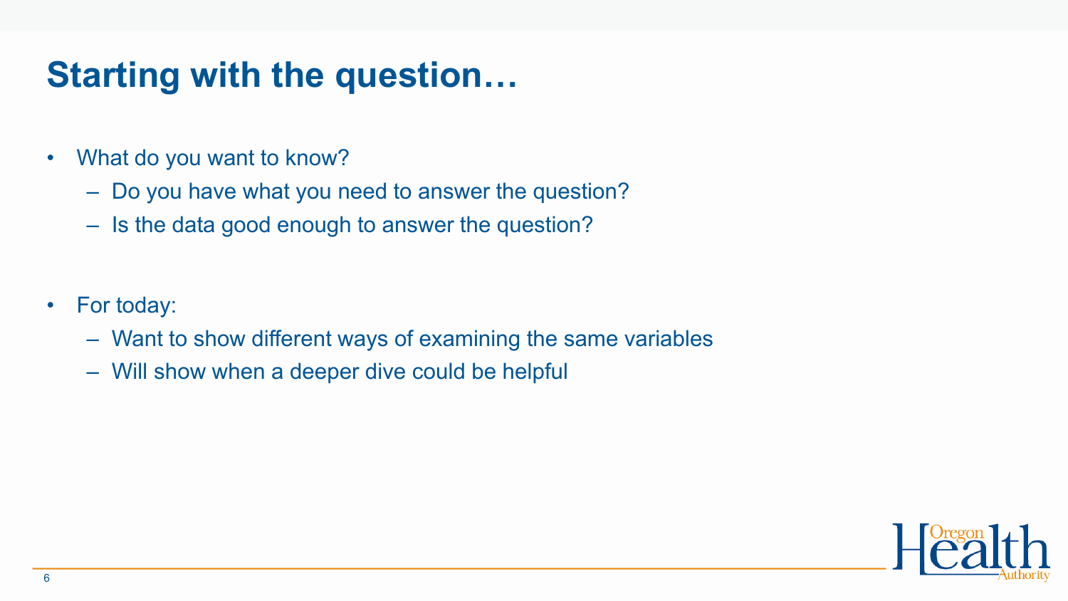# Starting with the question…

- What do you want to know?
  - Do you have what you need to answer the question?
  - Is the data good enough to answer the question?

- For today:
  - Want to show different ways of examining the same variables
  - Will show when a deeper dive could be helpful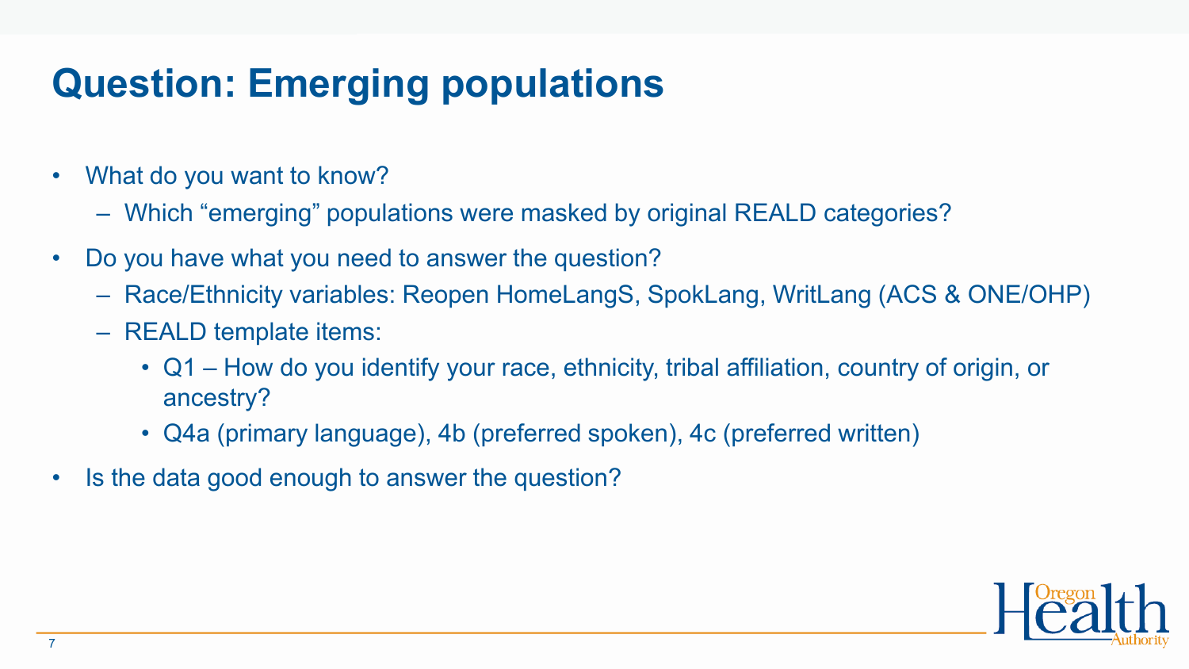# Question: Emerging populations

- What do you want to know?
  - Which “emerging” populations were masked by original REALD categories?
- Do you have what you need to answer the question?
  - Race/Ethnicity variables: Reopen HomeLangS, SpokLang, WritLang (ACS & ONE/OHP)
  - REALD template items:
    - Q1 – How do you identify your race, ethnicity, tribal affiliation, country of origin, or ancestry?
    - Q4a (primary language), 4b (preferred spoken), 4c (preferred written)
- Is the data good enough to answer the question?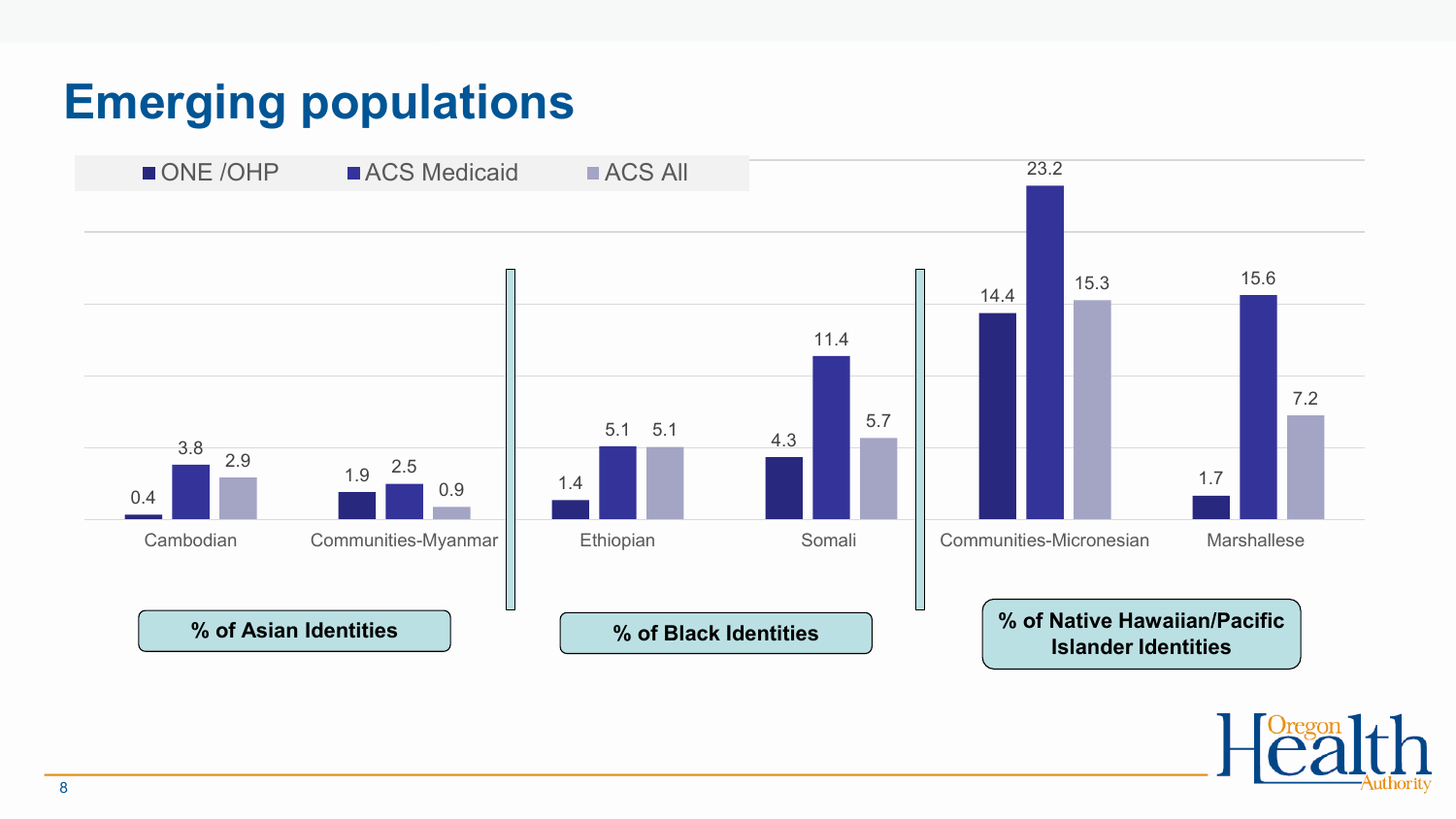# Emerging populations

| Group | Population | ONE /OHP | ACS Medicaid | ACS All |
|---|---|---|---|---|
| % of Asian Identities | Cambodian | 0.4 | 3.8 | 2.9 |
| | Communities-Myanmar | 1.9 | 2.5 | 0.9 |
| % of Black Identities | Ethiopian | 1.4 | 5.1 | 5.1 |
| | Somali | 4.3 | 11.4 | 5.7 |
| % of Native Hawaiian/Pacific Islander Identities | Communities-Micronesian | 14.4 | 23.2 | 15.3 |
| | Marshallese | 1.7 | 15.6 | 7.2 |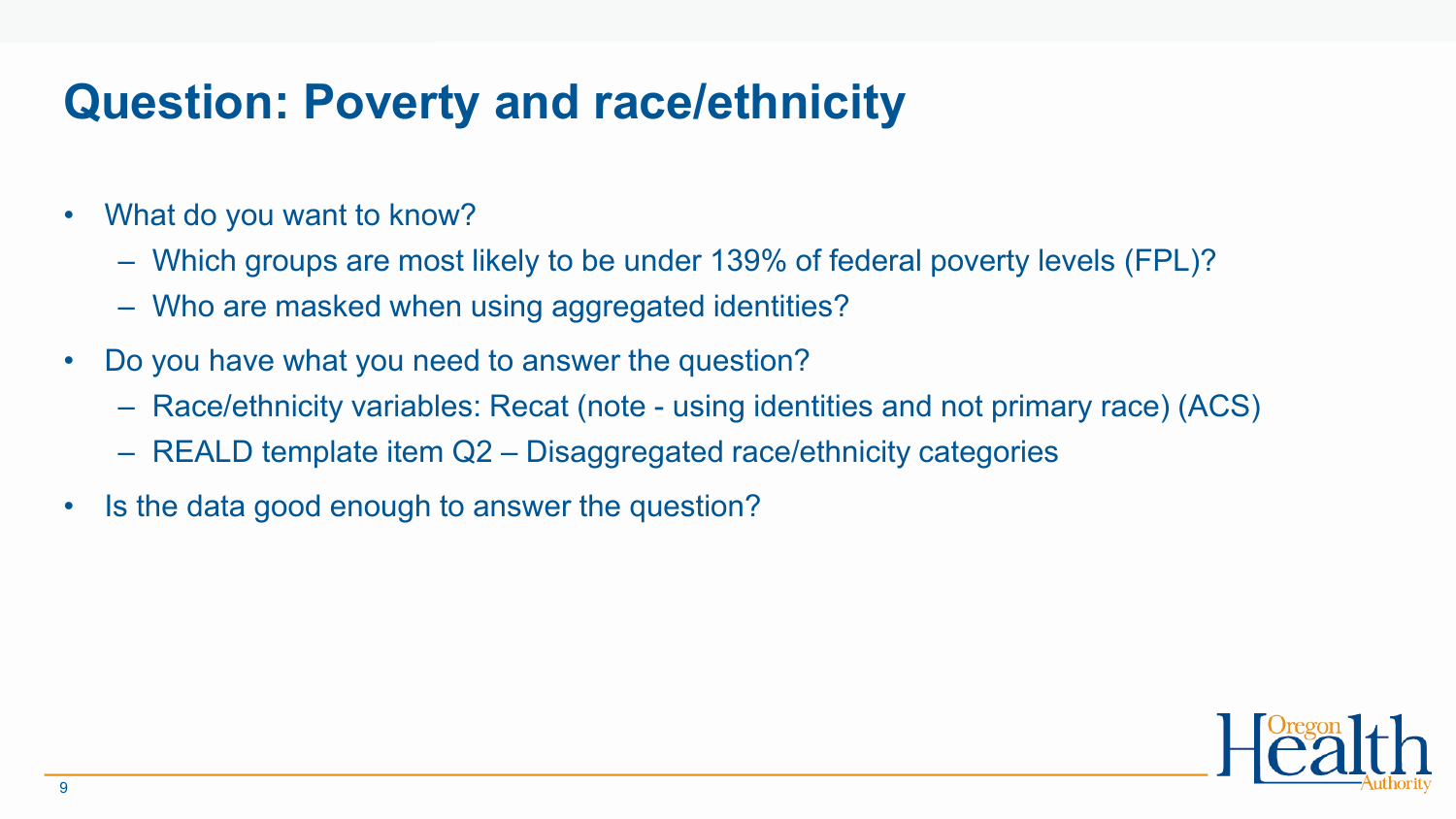# Question: Poverty and race/ethnicity

- What do you want to know?
  - Which groups are most likely to be under 139% of federal poverty levels (FPL)?
  - Who are masked when using aggregated identities?
- Do you have what you need to answer the question?
  - Race/ethnicity variables: Recat (note - using identities and not primary race) (ACS)
  - REALD template item Q2 – Disaggregated race/ethnicity categories
- Is the data good enough to answer the question?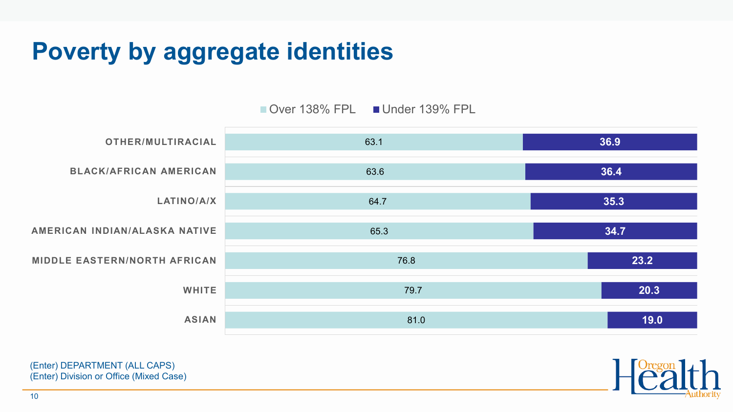# Poverty by aggregate identities

| | Over 138% FPL | Under 139% FPL |
|---|---|---|
| OTHER/MULTIRACIAL | 63.1 | 36.9 |
| BLACK/AFRICAN AMERICAN | 63.6 | 36.4 |
| LATINO/A/X | 64.7 | 35.3 |
| AMERICAN INDIAN/ALASKA NATIVE | 65.3 | 34.7 |
| MIDDLE EASTERN/NORTH AFRICAN | 76.8 | 23.2 |
| WHITE | 79.7 | 20.3 |
| ASIAN | 81.0 | 19.0 |

(Enter) DEPARTMENT (ALL CAPS)
(Enter) Division or Office (Mixed Case)

Oregon Health Authority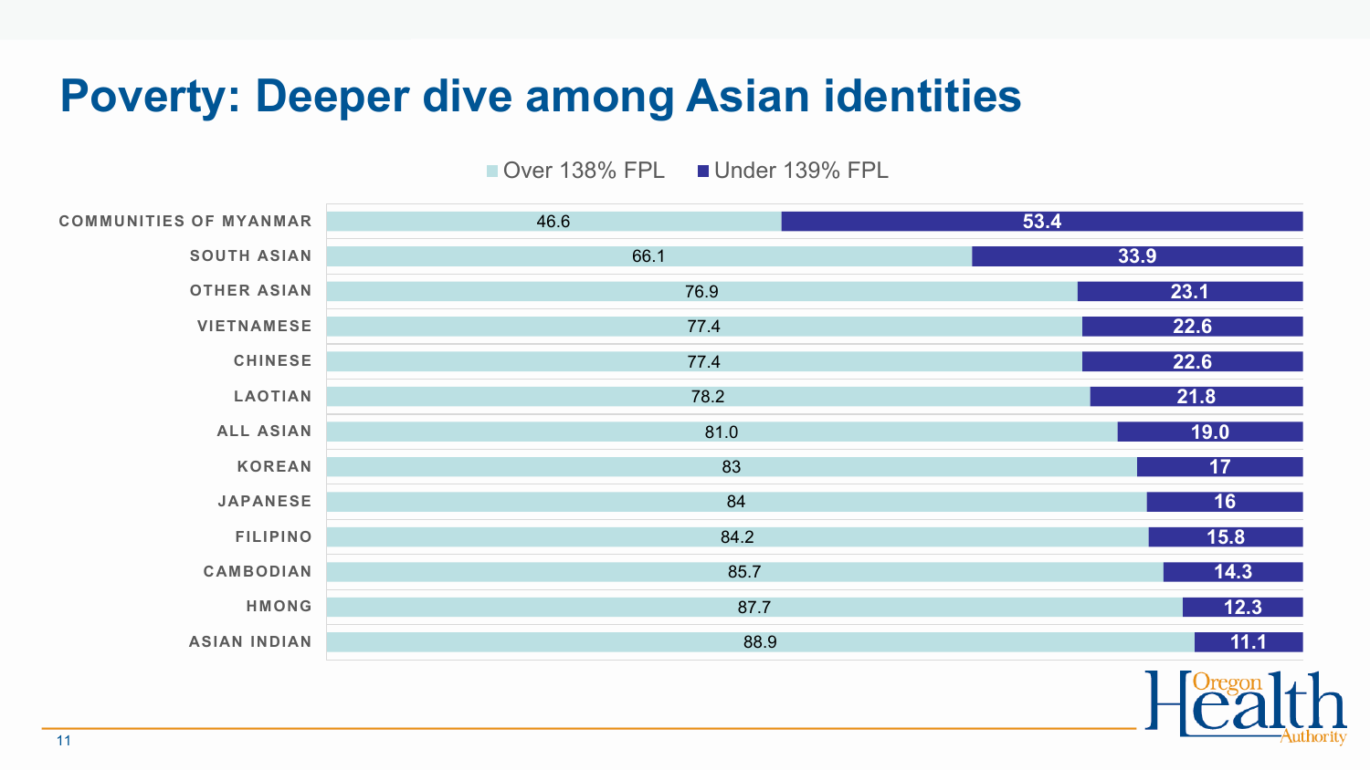# Poverty: Deeper dive among Asian identities

| | Over 138% FPL | Under 139% FPL |
|---|---|---|
| COMMUNITIES OF MYANMAR | 46.6 | 53.4 |
| SOUTH ASIAN | 66.1 | 33.9 |
| OTHER ASIAN | 76.9 | 23.1 |
| VIETNAMESE | 77.4 | 22.6 |
| CHINESE | 77.4 | 22.6 |
| LAOTIAN | 78.2 | 21.8 |
| ALL ASIAN | 81.0 | 19.0 |
| KOREAN | 83 | 17 |
| JAPANESE | 84 | 16 |
| FILIPINO | 84.2 | 15.8 |
| CAMBODIAN | 85.7 | 14.3 |
| HMONG | 87.7 | 12.3 |
| ASIAN INDIAN | 88.9 | 11.1 |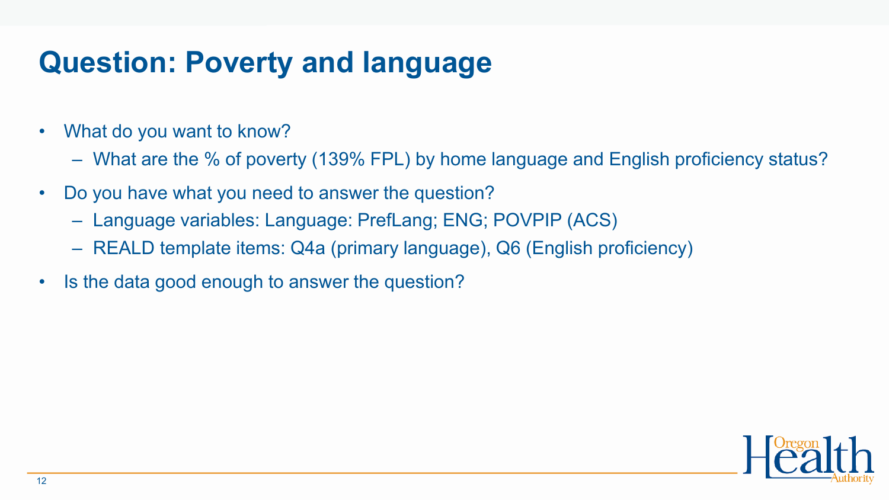# Question: Poverty and language

- What do you want to know?
  - What are the % of poverty (139% FPL) by home language and English proficiency status?
- Do you have what you need to answer the question?
  - Language variables: Language: PrefLang; ENG; POVPIP (ACS)
  - REALD template items: Q4a (primary language), Q6 (English proficiency)
- Is the data good enough to answer the question?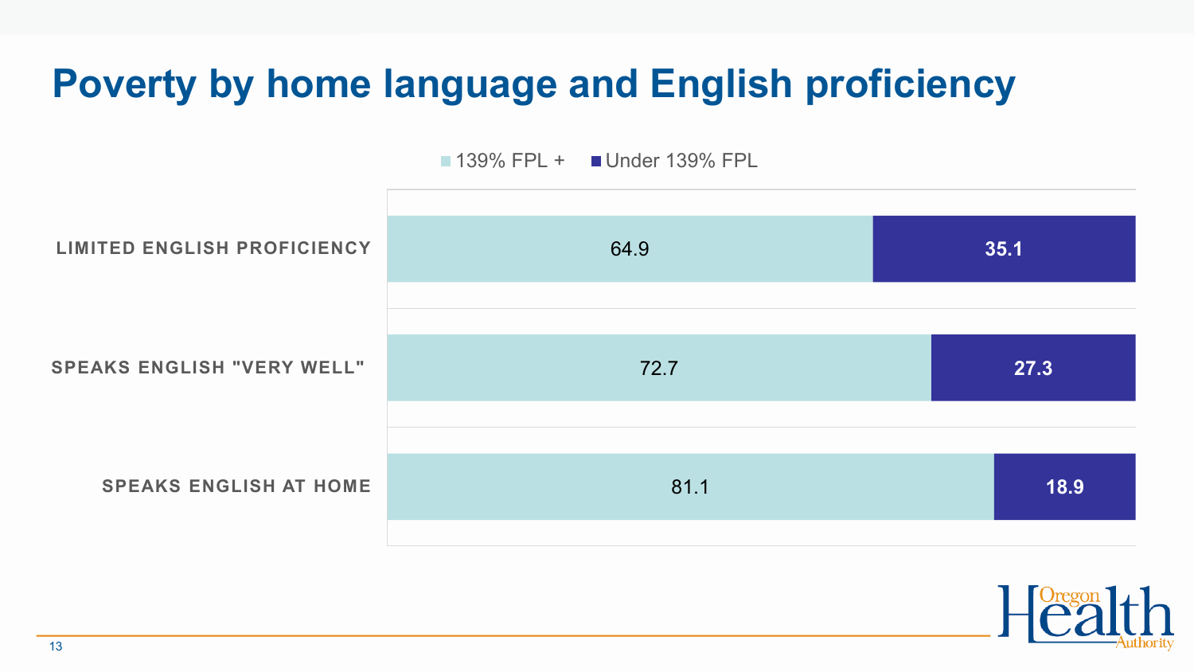# Poverty by home language and English proficiency

| | 139% FPL + | Under 139% FPL |
|---|---|---|
| LIMITED ENGLISH PROFICIENCY | 64.9 | 35.1 |
| SPEAKS ENGLISH "VERY WELL" | 72.7 | 27.3 |
| SPEAKS ENGLISH AT HOME | 81.1 | 18.9 |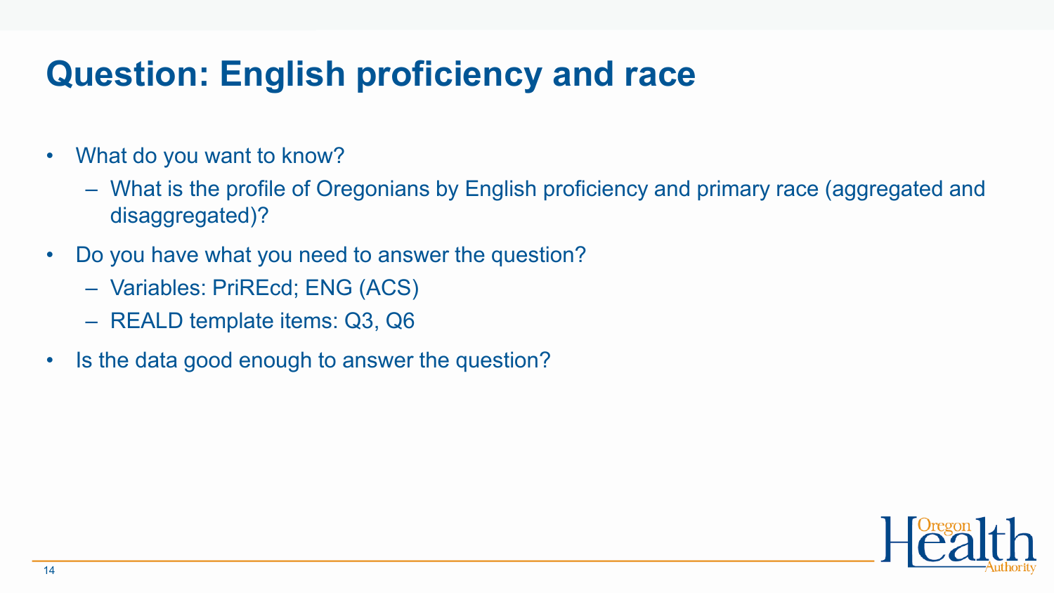# Question: English proficiency and race

- What do you want to know?
  - What is the profile of Oregonians by English proficiency and primary race (aggregated and disaggregated)?
- Do you have what you need to answer the question?
  - Variables: PriREcd; ENG (ACS)
  - REALD template items: Q3, Q6
- Is the data good enough to answer the question?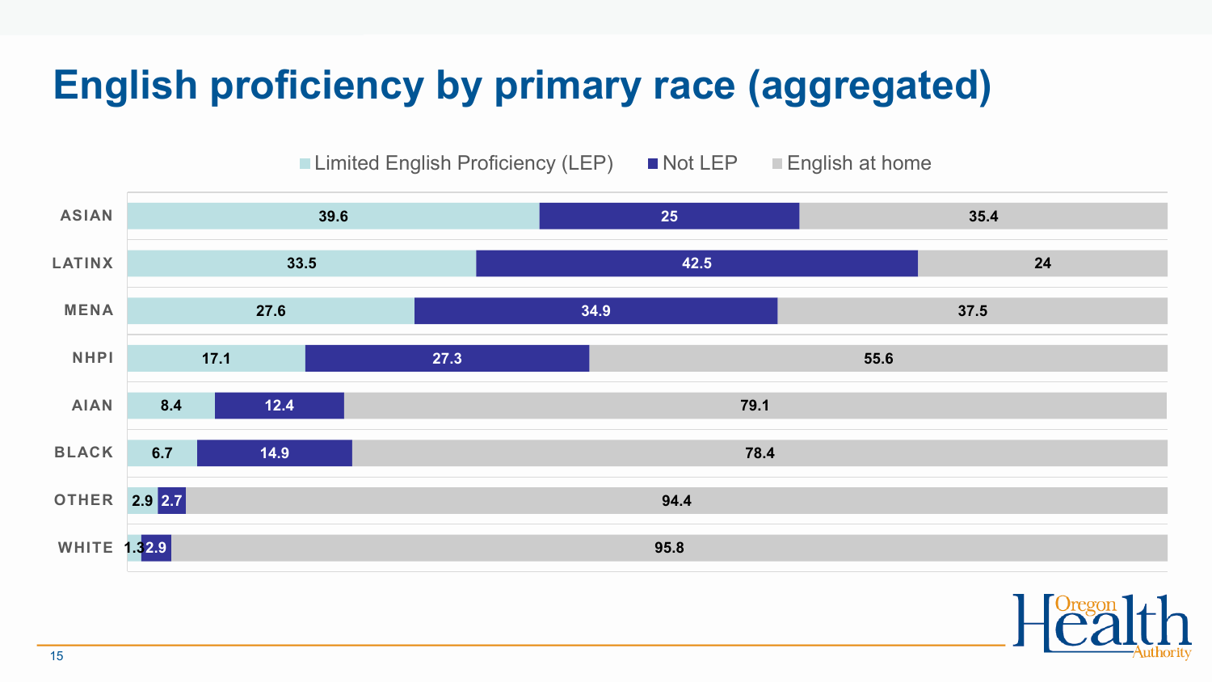# English proficiency by primary race (aggregated)

| | Limited English Proficiency (LEP) | Not LEP | English at home |
|---|---|---|---|
| ASIAN | 39.6 | 25 | 35.4 |
| LATINX | 33.5 | 42.5 | 24 |
| MENA | 27.6 | 34.9 | 37.5 |
| NHPI | 17.1 | 27.3 | 55.6 |
| AIAN | 8.4 | 12.4 | 79.1 |
| BLACK | 6.7 | 14.9 | 78.4 |
| OTHER | 2.9 | 2.7 | 94.4 |
| WHITE | 1.3 | 2.9 | 95.8 |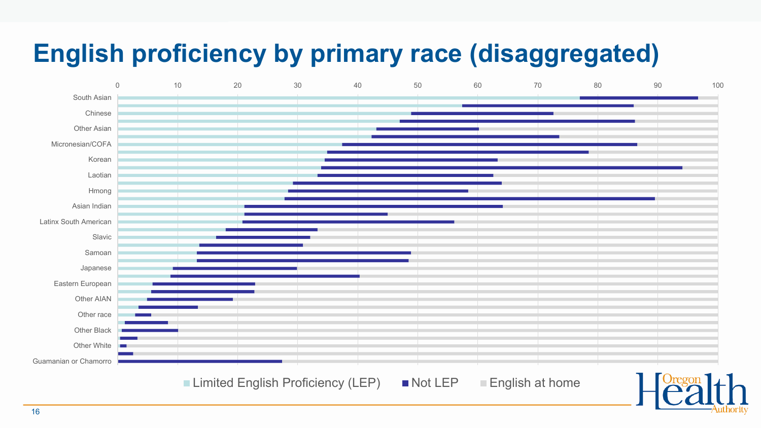# English proficiency by primary race (disaggregated)

South Asian
Chinese
Other Asian
Micronesian/COFA
Korean
Laotian
Hmong
Asian Indian
Latinx South American
Slavic
Samoan
Japanese
Eastern European
Other AIAN
Other race
Other Black
Other White
Guamanian or Chamorro

0 10 20 30 40 50 60 70 80 90 100

Limited English Proficiency (LEP) | Not LEP | English at home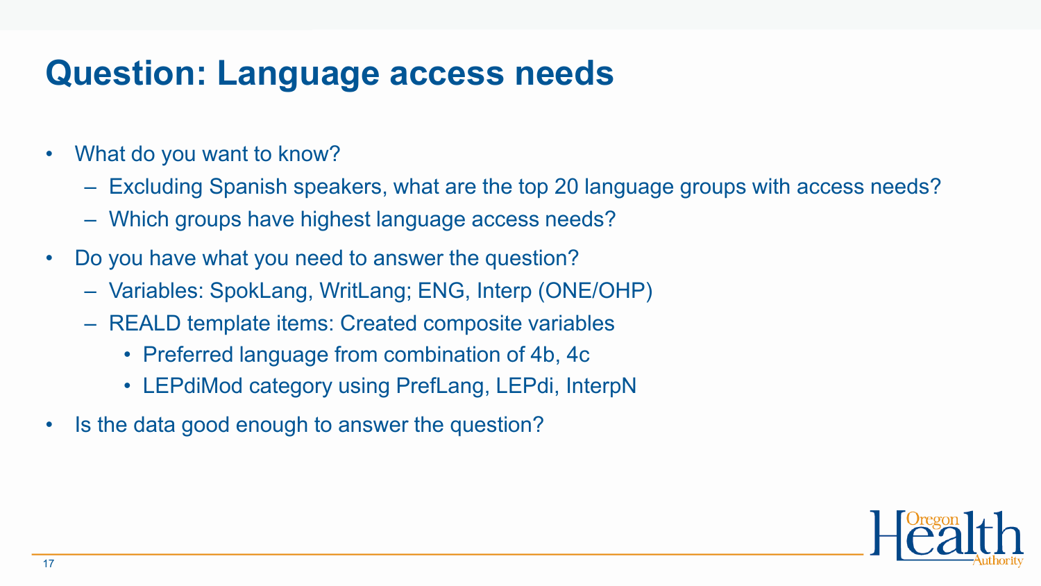# Question: Language access needs

- What do you want to know?
  - Excluding Spanish speakers, what are the top 20 language groups with access needs?
  - Which groups have highest language access needs?
- Do you have what you need to answer the question?
  - Variables: SpokLang, WritLang; ENG, Interp (ONE/OHP)
  - REALD template items: Created composite variables
    - Preferred language from combination of 4b, 4c
    - LEPdiMod category using PrefLang, LEPdi, InterpN
- Is the data good enough to answer the question?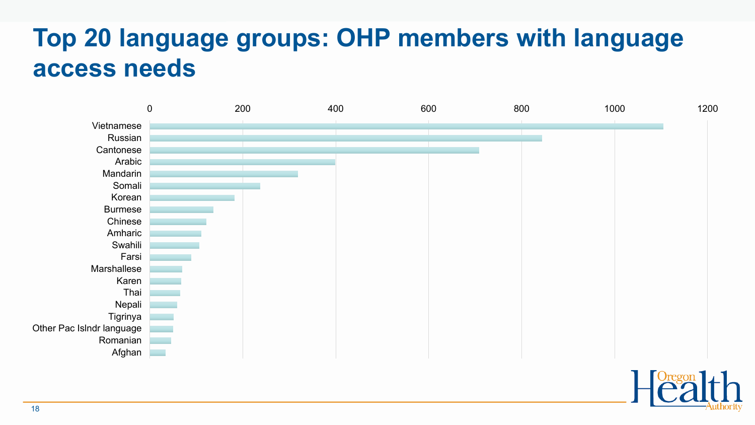# Top 20 language groups: OHP members with language access needs

Axis: 0, 200, 400, 600, 800, 1000, 1200

- Vietnamese
- Russian
- Cantonese
- Arabic
- Mandarin
- Somali
- Korean
- Burmese
- Chinese
- Amharic
- Swahili
- Farsi
- Marshallese
- Karen
- Thai
- Nepali
- Tigrinya
- Other Pac Islndr language
- Romanian
- Afghan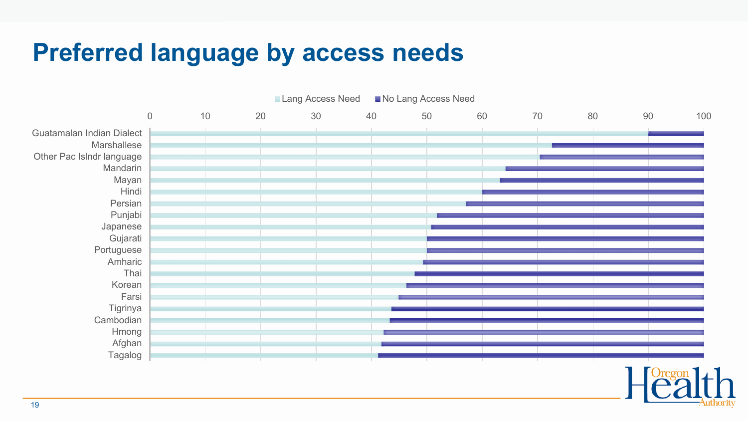# Preferred language by access needs

Lang Access Need | No Lang Access Need

0 10 20 30 40 50 60 70 80 90 100

Guatamalan Indian Dialect
Marshallese
Other Pac Islndr language
Mandarin
Mayan
Hindi
Persian
Punjabi
Japanese
Gujarati
Portuguese
Amharic
Thai
Korean
Farsi
Tigrinya
Cambodian
Hmong
Afghan
Tagalog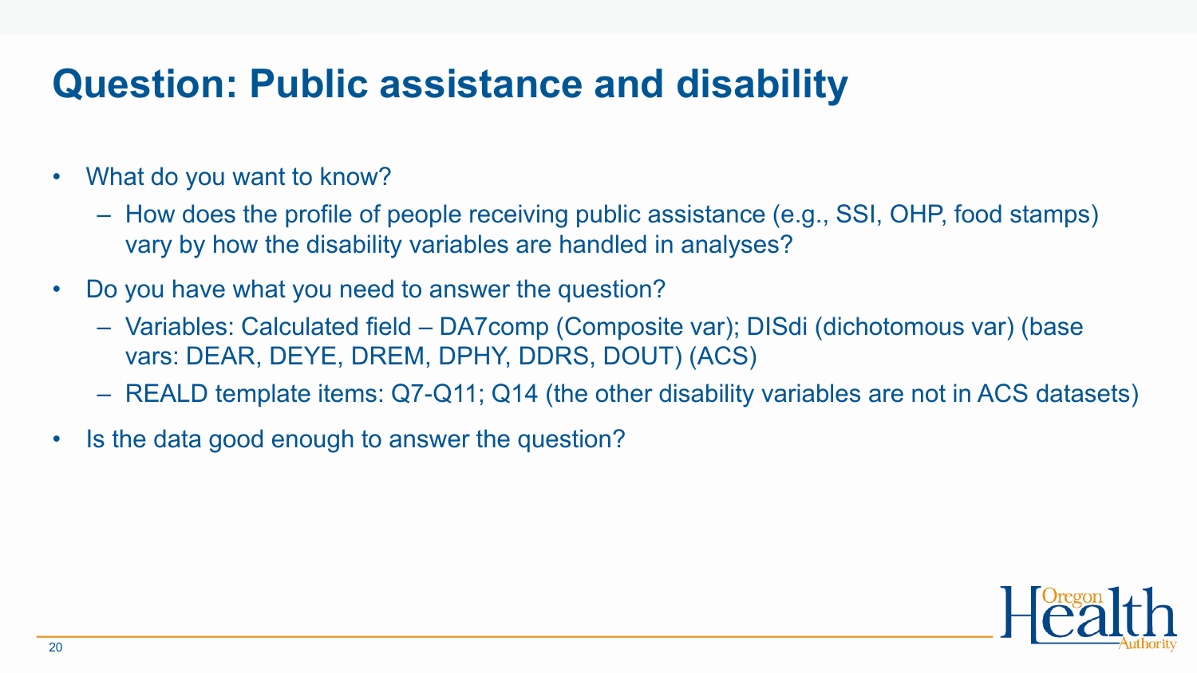# Question: Public assistance and disability

- What do you want to know?
  - How does the profile of people receiving public assistance (e.g., SSI, OHP, food stamps) vary by how the disability variables are handled in analyses?
- Do you have what you need to answer the question?
  - Variables: Calculated field – DA7comp (Composite var); DISdi (dichotomous var) (base vars: DEAR, DEYE, DREM, DPHY, DDRS, DOUT) (ACS)
  - REALD template items: Q7-Q11; Q14 (the other disability variables are not in ACS datasets)
- Is the data good enough to answer the question?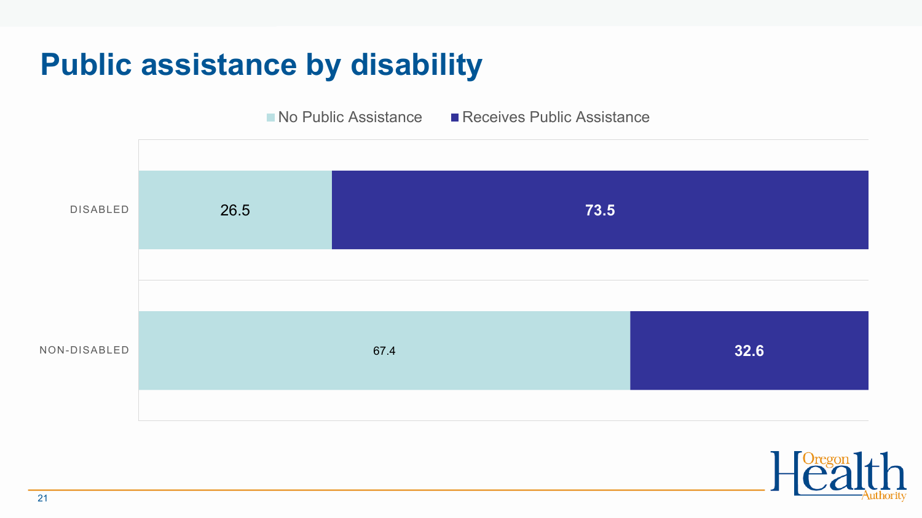# Public assistance by disability

| | No Public Assistance | Receives Public Assistance |
|---|---|---|
| DISABLED | 26.5 | 73.5 |
| NON-DISABLED | 67.4 | 32.6 |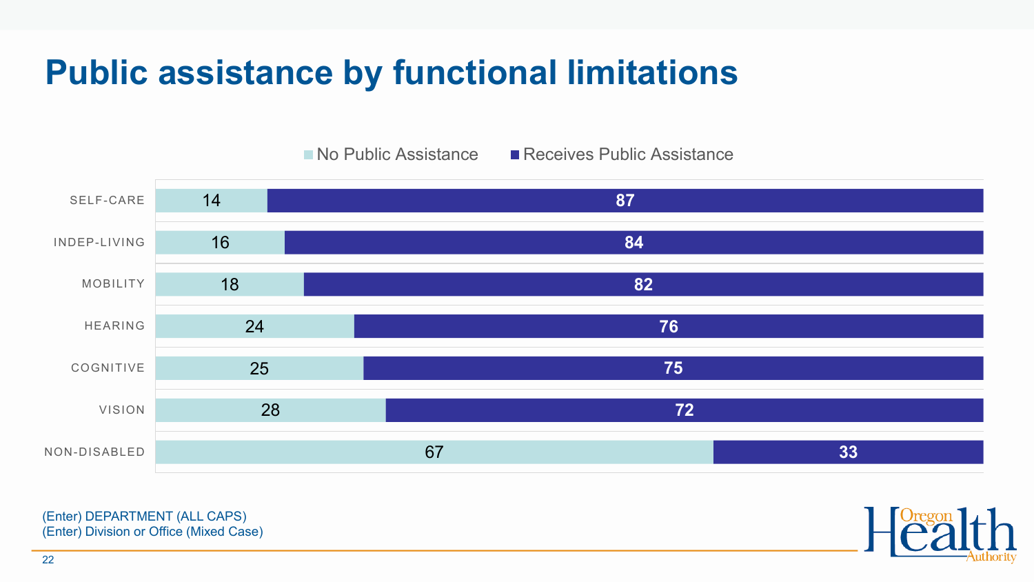# Public assistance by functional limitations

| | No Public Assistance | Receives Public Assistance |
|---|---|---|
| SELF-CARE | 14 | 87 |
| INDEP-LIVING | 16 | 84 |
| MOBILITY | 18 | 82 |
| HEARING | 24 | 76 |
| COGNITIVE | 25 | 75 |
| VISION | 28 | 72 |
| NON-DISABLED | 67 | 33 |

(Enter) DEPARTMENT (ALL CAPS)
(Enter) Division or Office (Mixed Case)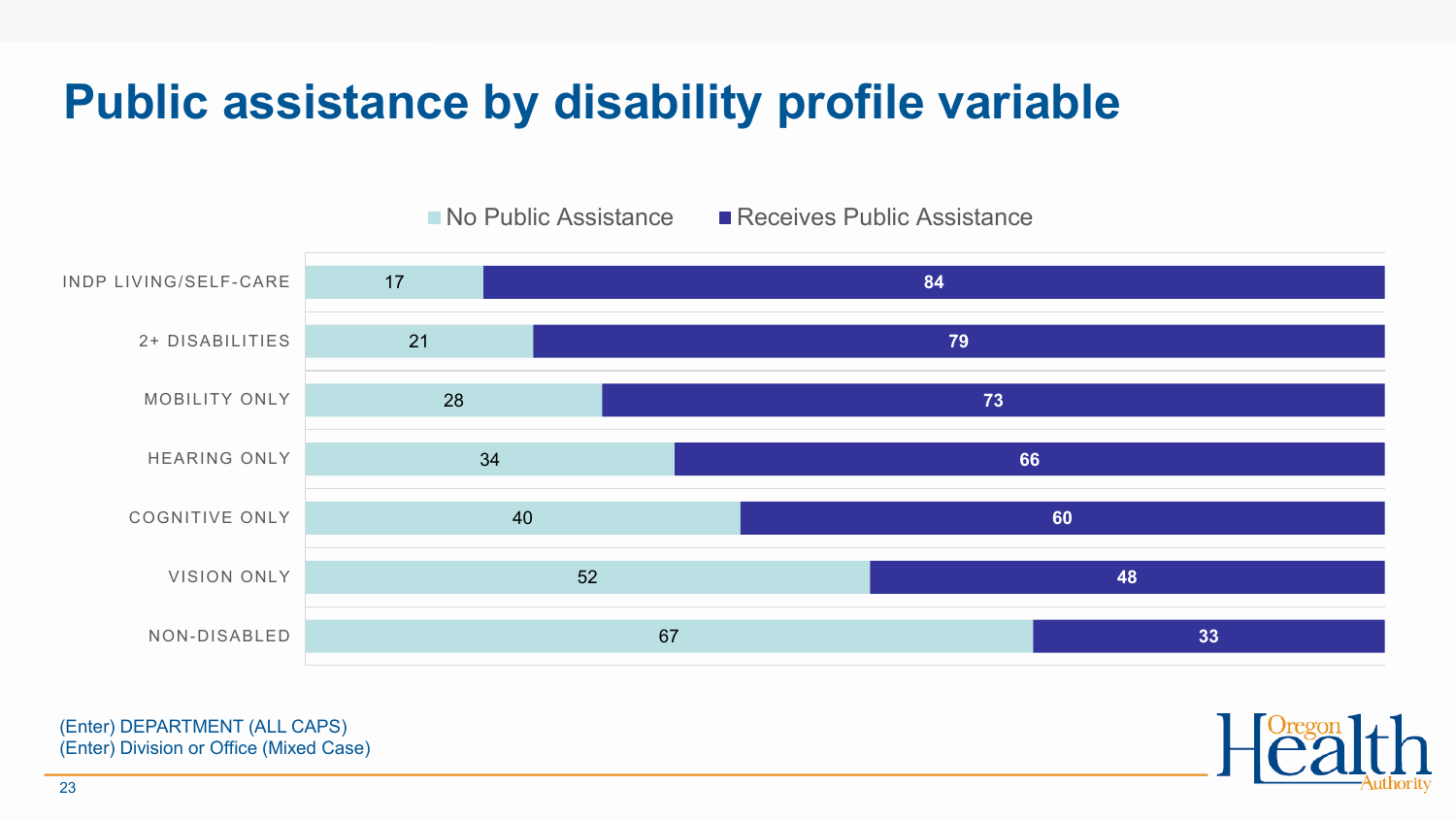# Public assistance by disability profile variable

| | No Public Assistance | Receives Public Assistance |
| --- | --- | --- |
| INDP LIVING/SELF-CARE | 17 | 84 |
| 2+ DISABILITIES | 21 | 79 |
| MOBILITY ONLY | 28 | 73 |
| HEARING ONLY | 34 | 66 |
| COGNITIVE ONLY | 40 | 60 |
| VISION ONLY | 52 | 48 |
| NON-DISABLED | 67 | 33 |

(Enter) DEPARTMENT (ALL CAPS)
(Enter) Division or Office (Mixed Case)

Oregon Health Authority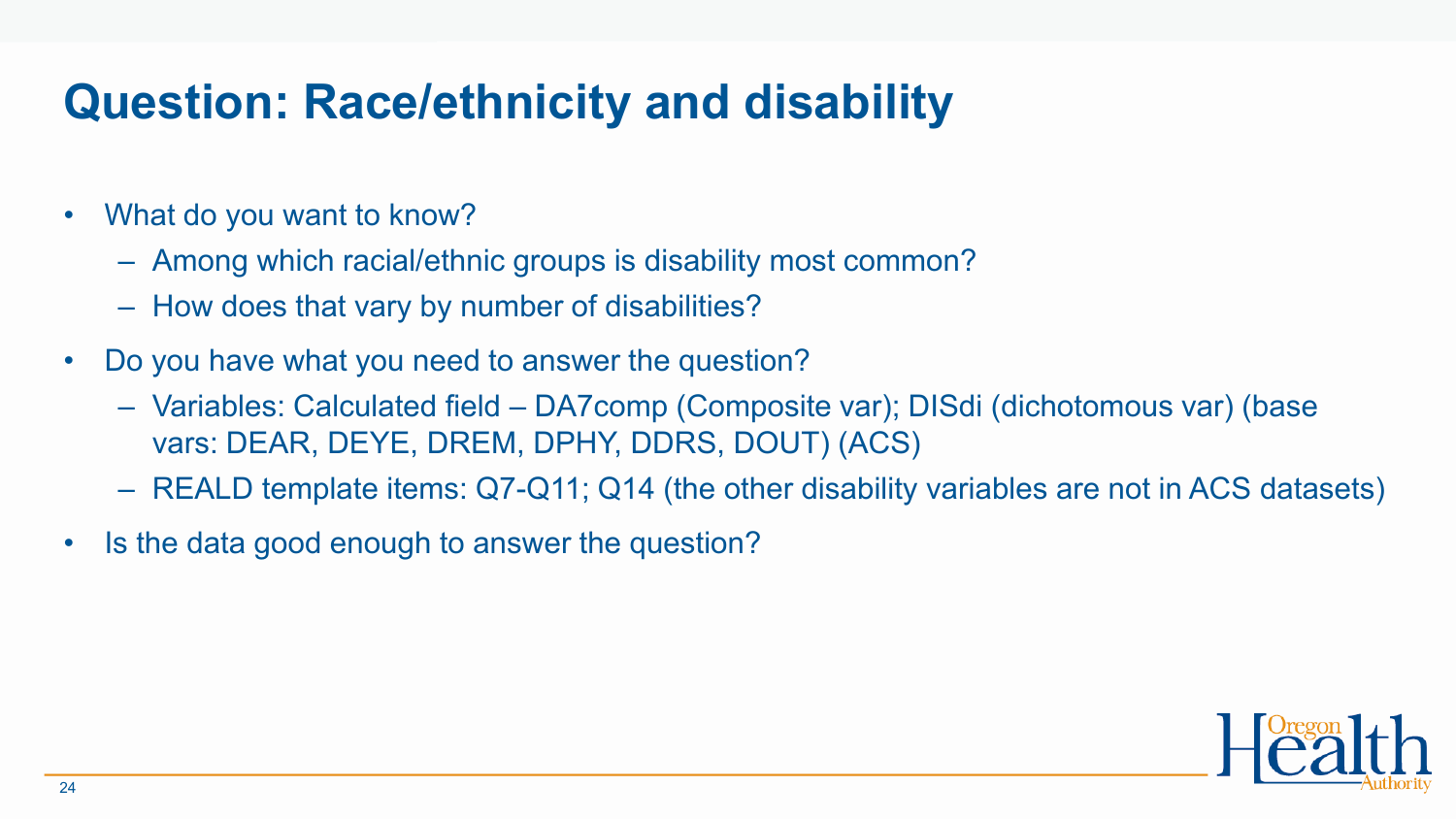# Question: Race/ethnicity and disability

- What do you want to know?
  - Among which racial/ethnic groups is disability most common?
  - How does that vary by number of disabilities?
- Do you have what you need to answer the question?
  - Variables: Calculated field – DA7comp (Composite var); DISdi (dichotomous var) (base vars: DEAR, DEYE, DREM, DPHY, DDRS, DOUT) (ACS)
  - REALD template items: Q7-Q11; Q14 (the other disability variables are not in ACS datasets)
- Is the data good enough to answer the question?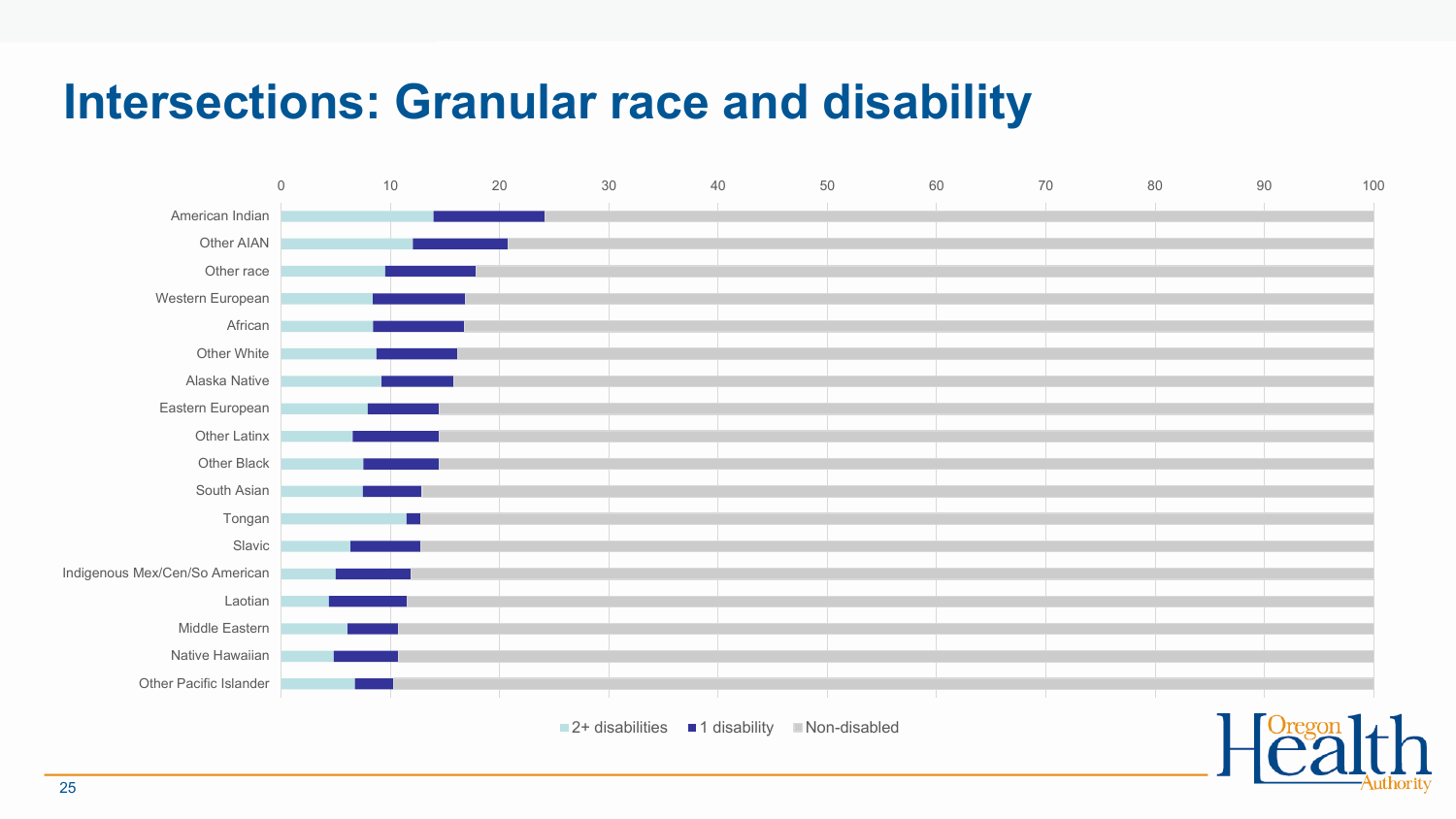# Intersections: Granular race and disability

| Group | 2+ disabilities | 1 disability | Non-disabled |
|---|---|---|---|
| American Indian | | | |
| Other AIAN | | | |
| Other race | | | |
| Western European | | | |
| African | | | |
| Other White | | | |
| Alaska Native | | | |
| Eastern European | | | |
| Other Latinx | | | |
| Other Black | | | |
| South Asian | | | |
| Tongan | | | |
| Slavic | | | |
| Indigenous Mex/Cen/So American | | | |
| Laotian | | | |
| Middle Eastern | | | |
| Native Hawaiian | | | |
| Other Pacific Islander | | | |

Axis: 0 10 20 30 40 50 60 70 80 90 100

Legend: 2+ disabilities, 1 disability, Non-disabled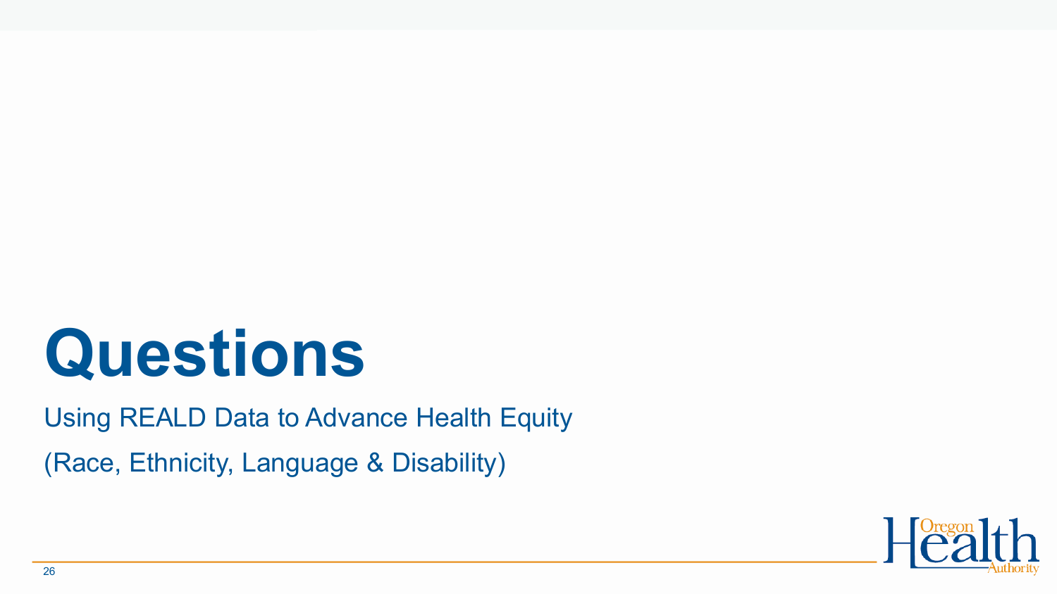# Questions

Using REALD Data to Advance Health Equity

(Race, Ethnicity, Language & Disability)